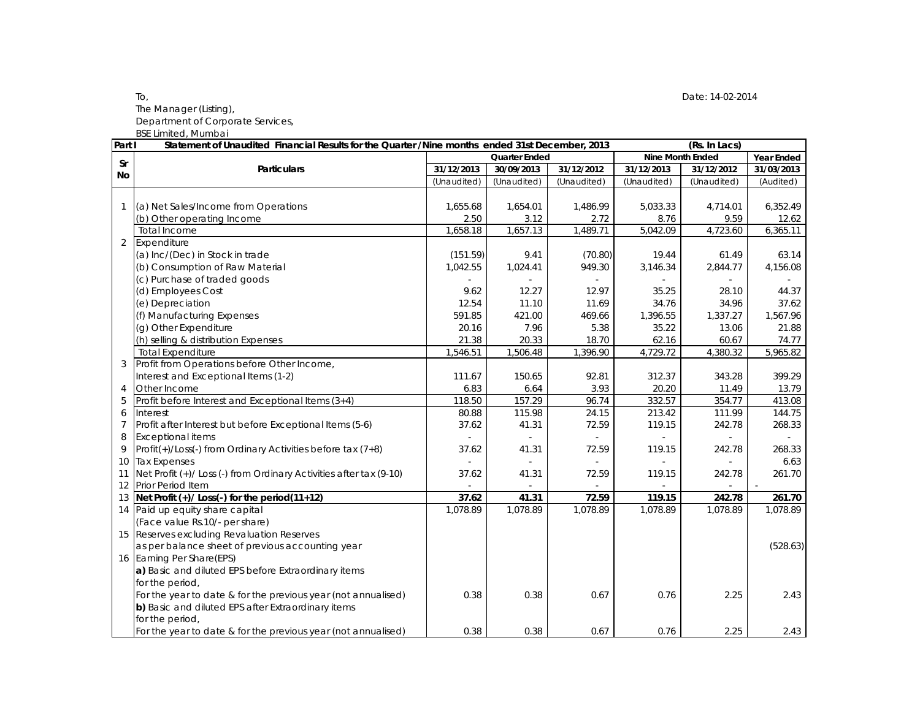To,
The Manager (Listing),
Department of Corporate Services,
BSE Limited, Mumbai

Date: 14-02-2014

| Part I | Statement of Unaudited Financial Results for the Quarter /Nine months ended 31st December, 2013 | | | | | (Rs. In Lacs) | |
|---|---|---|---|---|---|---|---|
| Sr No | Particulars | Quarter Ended | | | Nine Month Ended | | Year Ended |
| | | 31/12/2013 | 30/09/2013 | 31/12/2012 | 31/12/2013 | 31/12/2012 | 31/03/2013 |
| | | (Unaudited) | (Unaudited) | (Unaudited) | (Unaudited) | (Unaudited) | (Audited) |
| 1 | (a) Net Sales/Income from Operations | 1,655.68 | 1,654.01 | 1,486.99 | 5,033.33 | 4,714.01 | 6,352.49 |
| | (b) Other operating Income | 2.50 | 3.12 | 2.72 | 8.76 | 9.59 | 12.62 |
| | Total Income | 1,658.18 | 1,657.13 | 1,489.71 | 5,042.09 | 4,723.60 | 6,365.11 |
| 2 | Expenditure | | | | | | |
| | (a) Inc/(Dec) in Stock in trade | (151.59) | 9.41 | (70.80) | 19.44 | 61.49 | 63.14 |
| | (b) Consumption of Raw Material | 1,042.55 | 1,024.41 | 949.30 | 3,146.34 | 2,844.77 | 4,156.08 |
| | (c) Purchase of traded goods | - | - | - | - | - | - |
| | (d) Employees Cost | 9.62 | 12.27 | 12.97 | 35.25 | 28.10 | 44.37 |
| | (e) Depreciation | 12.54 | 11.10 | 11.69 | 34.76 | 34.96 | 37.62 |
| | (f) Manufacturing Expenses | 591.85 | 421.00 | 469.66 | 1,396.55 | 1,337.27 | 1,567.96 |
| | (g) Other Expenditure | 20.16 | 7.96 | 5.38 | 35.22 | 13.06 | 21.88 |
| | (h) selling & distribution Expenses | 21.38 | 20.33 | 18.70 | 62.16 | 60.67 | 74.77 |
| | Total Expenditure | 1,546.51 | 1,506.48 | 1,396.90 | 4,729.72 | 4,380.32 | 5,965.82 |
| 3 | Profit from Operations before Other Income, Interest and Exceptional Items (1-2) | 111.67 | 150.65 | 92.81 | 312.37 | 343.28 | 399.29 |
| 4 | Other Income | 6.83 | 6.64 | 3.93 | 20.20 | 11.49 | 13.79 |
| 5 | Profit before Interest and Exceptional Items (3+4) | 118.50 | 157.29 | 96.74 | 332.57 | 354.77 | 413.08 |
| 6 | Interest | 80.88 | 115.98 | 24.15 | 213.42 | 111.99 | 144.75 |
| 7 | Profit after Interest but before Exceptional Items (5-6) | 37.62 | 41.31 | 72.59 | 119.15 | 242.78 | 268.33 |
| 8 | Exceptional items | - | - | - | - | - | - |
| 9 | Profit(+)/Loss(-) from Ordinary Activities before tax (7+8) | 37.62 | 41.31 | 72.59 | 119.15 | 242.78 | 268.33 |
| 10 | Tax Expenses | - | - | - | - | - | 6.63 |
| 11 | Net Profit (+)/ Loss (-) from Ordinary Activities after tax (9-10) | 37.62 | 41.31 | 72.59 | 119.15 | 242.78 | 261.70 |
| 12 | Prior Period Item | - | - | - | - | - | - |
| 13 | **Net Profit (+)/ Loss(-) for the period(11+12)** | **37.62** | **41.31** | **72.59** | **119.15** | **242.78** | **261.70** |
| 14 | Paid up equity share capital (Face value Rs.10/- per share) | 1,078.89 | 1,078.89 | 1,078.89 | 1,078.89 | 1,078.89 | 1,078.89 |
| 15 | Reserves excluding Revaluation Reserves as per balance sheet of previous accounting year | | | | | | (528.63) |
| 16 | Earning Per Share(EPS) | | | | | | |
| | **a)** Basic and diluted EPS before Extraordinary items for the period, For the year to date & for the previous year (not annualised) | 0.38 | 0.38 | 0.67 | 0.76 | 2.25 | 2.43 |
| | **b)** Basic and diluted EPS after Extraordinary items for the period, For the year to date & for the previous year (not annualised) | 0.38 | 0.38 | 0.67 | 0.76 | 2.25 | 2.43 |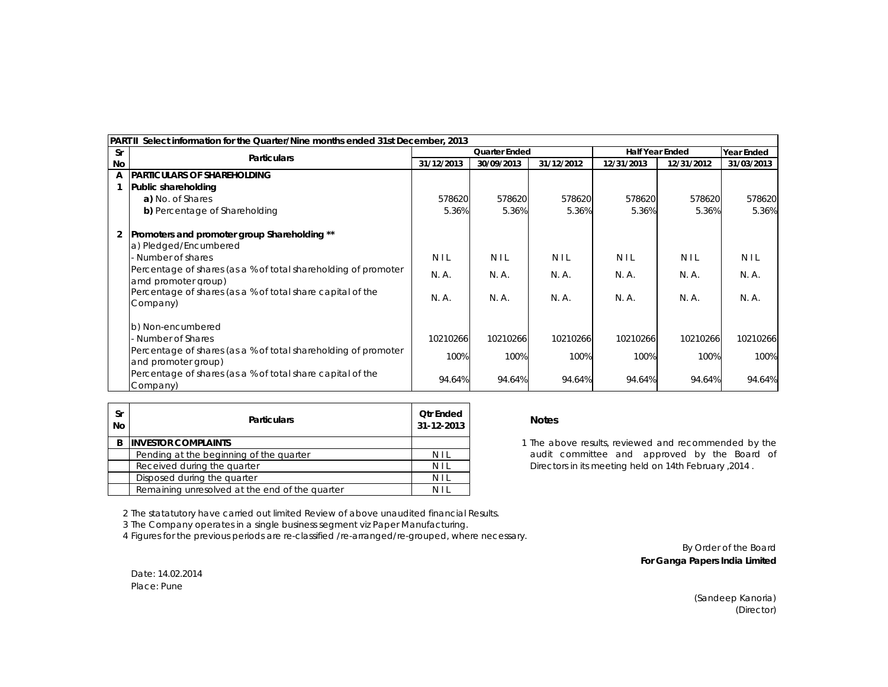| PART II Select information for the Quarter/Nine months ended 31st December, 2013 | | | | | | | |
|---|---|---|---|---|---|---|---|
| Sr No | Particulars | Quarter Ended | | | Half Year Ended | | Year Ended |
| | | 31/12/2013 | 30/09/2013 | 31/12/2012 | 12/31/2013 | 12/31/2012 | 31/03/2013 |
| **A** | **PARTICULARS OF SHAREHOLDING** | | | | | | |
| **1** | **Public shareholding** | | | | | | |
| | **a)** No. of Shares | 578620 | 578620 | 578620 | 578620 | 578620 | 578620 |
| | **b)** Percentage of Shareholding | 5.36% | 5.36% | 5.36% | 5.36% | 5.36% | 5.36% |
| **2** | **Promoters and promoter group Shareholding \*\*** | | | | | | |
| | a) Pledged/Encumbered | | | | | | |
| | - Number of shares | N I L | N I L | N I L | N I L | N I L | N I L |
| | Percentage of shares (as a % of total shareholding of promoter amd promoter group) | N. A. | N. A. | N. A. | N. A. | N. A. | N. A. |
| | Percentage of shares (as a % of total share capital of the Company) | N. A. | N. A. | N. A. | N. A. | N. A. | N. A. |
| | b) Non-encumbered | | | | | | |
| | - Number of Shares | 10210266 | 10210266 | 10210266 | 10210266 | 10210266 | 10210266 |
| | Percentage of shares (as a % of total shareholding of promoter and promoter group) | 100% | 100% | 100% | 100% | 100% | 100% |
| | Percentage of shares (as a % of total share capital of the Company) | 94.64% | 94.64% | 94.64% | 94.64% | 94.64% | 94.64% |

| Sr No | Particulars | Qtr Ended 31-12-2013 |
|---|---|---|
| **B** | **INVESTOR COMPLAINTS** | |
| | Pending at the beginning of the quarter | N I L |
| | Received during the quarter | N I L |
| | Disposed during the quarter | N I L |
| | Remaining unresolved at the end of the quarter | N I L |

**Notes**

1 The above results, reviewed and recommended by the audit committee and approved by the Board of Directors in its meeting held on 14th February ,2014 .

2 The statatutory have carried out limited Review of above unaudited financial Results.

3 The Company operates in a single business segment viz Paper Manufacturing.

4 Figures for the previous periods are re-classified /re-arranged/re-grouped, where necessary.

By Order of the Board

**For Ganga Papers India Limited**

Date: 14.02.2014

Place: Pune

(Sandeep Kanoria)

(Director)